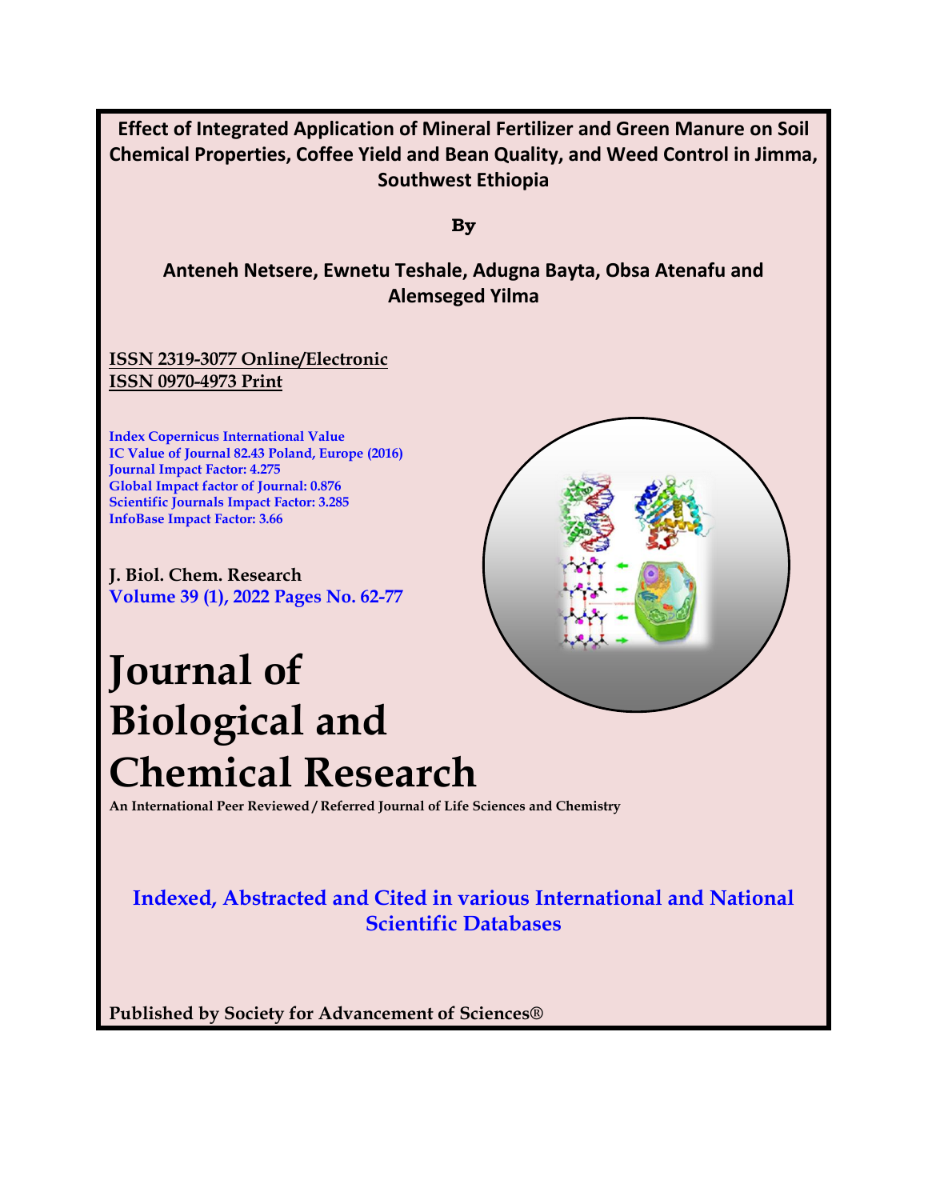**Effect of Integrated Application of Mineral Fertilizer and Green Manure on Soil Chemical Properties, Coffee Yield and Bean Quality, and Weed Control in Jimma, Southwest Ethiopia**

**By**

**Anteneh Netsere, Ewnetu Teshale, Adugna Bayta, Obsa Atenafu and Alemseged Yilma**

**ISSN 2319-3077 Online/Electronic**
**ISSN 0970-4973 Print**

**Index Copernicus International Value**
**IC Value of Journal 82.43 Poland, Europe (2016)**
**Journal Impact Factor: 4.275**
**Global Impact factor of Journal: 0.876**
**Scientific Journals Impact Factor: 3.285**
**InfoBase Impact Factor: 3.66**

**J. Biol. Chem. Research**
**Volume 39 (1), 2022 Pages No. 62-77**

# Journal of Biological and Chemical Research

**An International Peer Reviewed / Referred Journal of Life Sciences and Chemistry**

**Indexed, Abstracted and Cited in various International and National Scientific Databases**

**Published by Society for Advancement of Sciences®**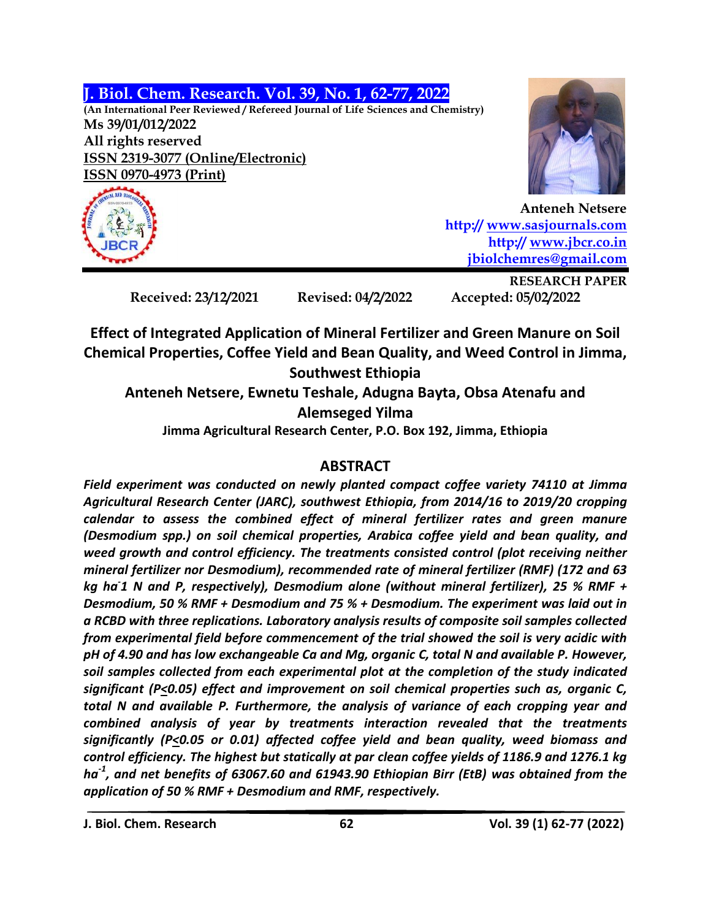**J. Biol. Chem. Research. Vol. 39, No. 1, 62-77, 2022**

**(An International Peer Reviewed / Refereed Journal of Life Sciences and Chemistry)**

**Ms 39/01/012/2022**

**All rights reserved**

**ISSN 2319-3077 (Online/Electronic)**

**ISSN 0970-4973 (Print)**

**Anteneh Netsere**

http:// www.sasjournals.com

http:// www.jbcr.co.in

jbiolchemres@gmail.com

**RESEARCH PAPER**

**Received: 23/12/2021** **Revised: 04/2/2022** **Accepted: 05/02/2022**

# Effect of Integrated Application of Mineral Fertilizer and Green Manure on Soil Chemical Properties, Coffee Yield and Bean Quality, and Weed Control in Jimma, Southwest Ethiopia

**Anteneh Netsere, Ewnetu Teshale, Adugna Bayta, Obsa Atenafu and Alemseged Yilma**

**Jimma Agricultural Research Center, P.O. Box 192, Jimma, Ethiopia**

## ABSTRACT

***Field experiment was conducted on newly planted compact coffee variety 74110 at Jimma Agricultural Research Center (JARC), southwest Ethiopia, from 2014/16 to 2019/20 cropping calendar to assess the combined effect of mineral fertilizer rates and green manure (Desmodium spp.) on soil chemical properties, Arabica coffee yield and bean quality, and weed growth and control efficiency. The treatments consisted control (plot receiving neither mineral fertilizer nor Desmodium), recommended rate of mineral fertilizer (RMF) (172 and 63 kg ha-1 N and P, respectively), Desmodium alone (without mineral fertilizer), 25 % RMF + Desmodium, 50 % RMF + Desmodium and 75 % + Desmodium. The experiment was laid out in a RCBD with three replications. Laboratory analysis results of composite soil samples collected from experimental field before commencement of the trial showed the soil is very acidic with pH of 4.90 and has low exchangeable Ca and Mg, organic C, total N and available P. However, soil samples collected from each experimental plot at the completion of the study indicated significant ($P \leq 0.05$) effect and improvement on soil chemical properties such as, organic C, total N and available P. Furthermore, the analysis of variance of each cropping year and combined analysis of year by treatments interaction revealed that the treatments significantly ($P \leq 0.05$ or 0.01) affected coffee yield and bean quality, weed biomass and control efficiency. The highest but statically at par clean coffee yields of 1186.9 and 1276.1 kg ha$^{-1}$, and net benefits of 63067.60 and 61943.90 Ethiopian Birr (EtB) was obtained from the application of 50 % RMF + Desmodium and RMF, respectively.***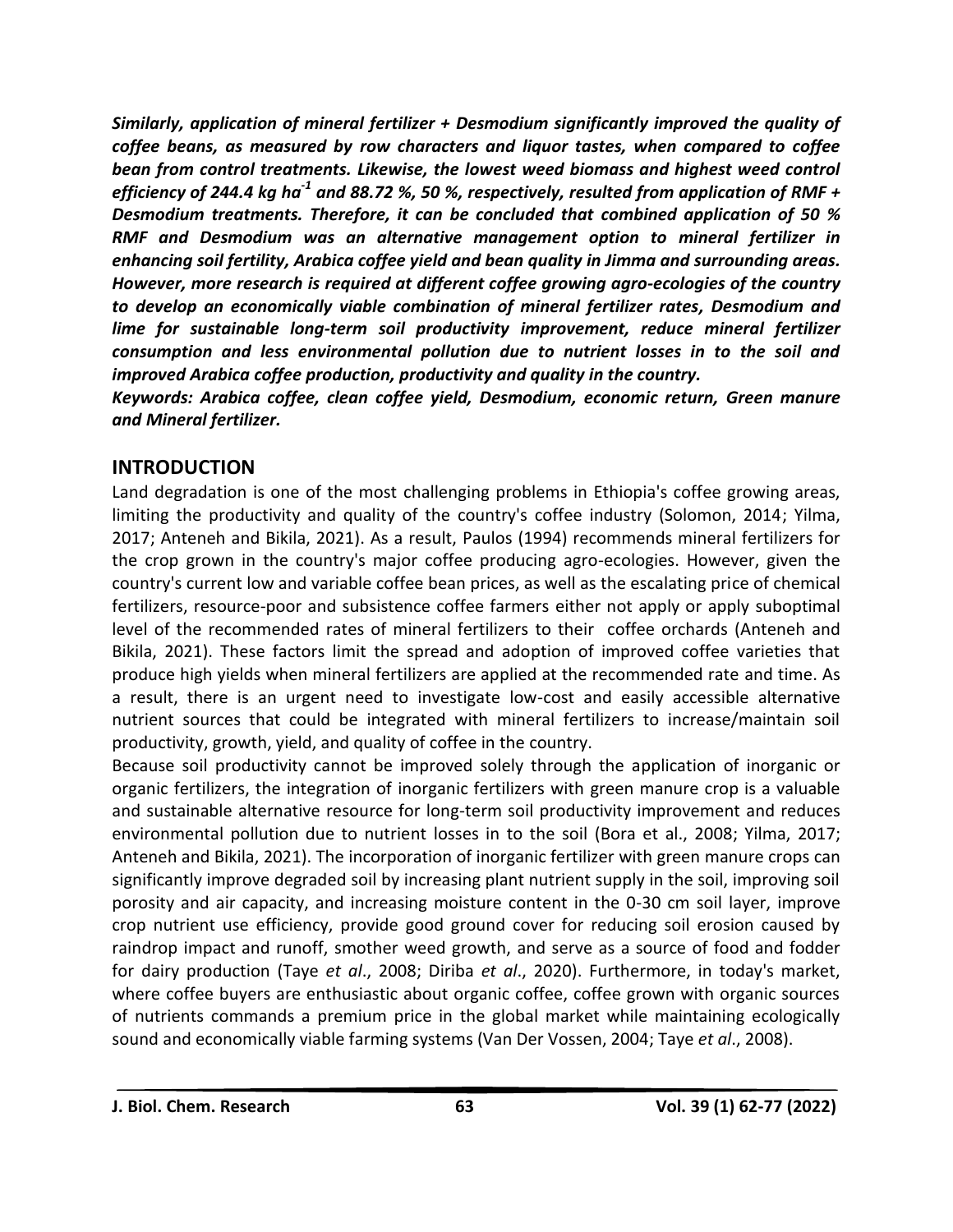***Similarly, application of mineral fertilizer + Desmodium significantly improved the quality of coffee beans, as measured by row characters and liquor tastes, when compared to coffee bean from control treatments. Likewise, the lowest weed biomass and highest weed control efficiency of 244.4 kg ha$^{-1}$ and 88.72 %, 50 %, respectively, resulted from application of RMF + Desmodium treatments. Therefore, it can be concluded that combined application of 50 % RMF and Desmodium was an alternative management option to mineral fertilizer in enhancing soil fertility, Arabica coffee yield and bean quality in Jimma and surrounding areas. However, more research is required at different coffee growing agro-ecologies of the country to develop an economically viable combination of mineral fertilizer rates, Desmodium and lime for sustainable long-term soil productivity improvement, reduce mineral fertilizer consumption and less environmental pollution due to nutrient losses in to the soil and improved Arabica coffee production, productivity and quality in the country.***

***Keywords: Arabica coffee, clean coffee yield, Desmodium, economic return, Green manure and Mineral fertilizer.***

## INTRODUCTION

Land degradation is one of the most challenging problems in Ethiopia's coffee growing areas, limiting the productivity and quality of the country's coffee industry (Solomon, 2014; Yilma, 2017; Anteneh and Bikila, 2021). As a result, Paulos (1994) recommends mineral fertilizers for the crop grown in the country's major coffee producing agro-ecologies. However, given the country's current low and variable coffee bean prices, as well as the escalating price of chemical fertilizers, resource-poor and subsistence coffee farmers either not apply or apply suboptimal level of the recommended rates of mineral fertilizers to their coffee orchards (Anteneh and Bikila, 2021). These factors limit the spread and adoption of improved coffee varieties that produce high yields when mineral fertilizers are applied at the recommended rate and time. As a result, there is an urgent need to investigate low-cost and easily accessible alternative nutrient sources that could be integrated with mineral fertilizers to increase/maintain soil productivity, growth, yield, and quality of coffee in the country.

Because soil productivity cannot be improved solely through the application of inorganic or organic fertilizers, the integration of inorganic fertilizers with green manure crop is a valuable and sustainable alternative resource for long-term soil productivity improvement and reduces environmental pollution due to nutrient losses in to the soil (Bora et al., 2008; Yilma, 2017; Anteneh and Bikila, 2021). The incorporation of inorganic fertilizer with green manure crops can significantly improve degraded soil by increasing plant nutrient supply in the soil, improving soil porosity and air capacity, and increasing moisture content in the 0-30 cm soil layer, improve crop nutrient use efficiency, provide good ground cover for reducing soil erosion caused by raindrop impact and runoff, smother weed growth, and serve as a source of food and fodder for dairy production (Taye *et al*., 2008; Diriba *et al*., 2020). Furthermore, in today's market, where coffee buyers are enthusiastic about organic coffee, coffee grown with organic sources of nutrients commands a premium price in the global market while maintaining ecologically sound and economically viable farming systems (Van Der Vossen, 2004; Taye *et al*., 2008).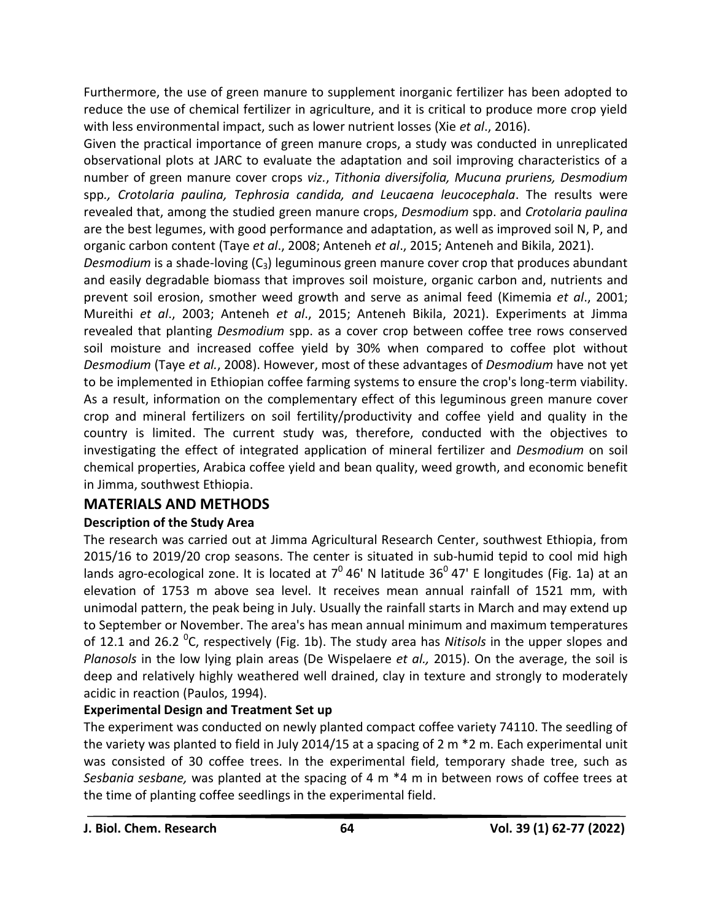Furthermore, the use of green manure to supplement inorganic fertilizer has been adopted to reduce the use of chemical fertilizer in agriculture, and it is critical to produce more crop yield with less environmental impact, such as lower nutrient losses (Xie *et al*., 2016).

Given the practical importance of green manure crops, a study was conducted in unreplicated observational plots at JARC to evaluate the adaptation and soil improving characteristics of a number of green manure cover crops *viz.*, *Tithonia diversifolia, Mucuna pruriens, Desmodium* spp*., Crotolaria paulina, Tephrosia candida, and Leucaena leucocephala*. The results were revealed that, among the studied green manure crops, *Desmodium* spp. and *Crotolaria paulina* are the best legumes, with good performance and adaptation, as well as improved soil N, P, and organic carbon content (Taye *et al*., 2008; Anteneh *et al*., 2015; Anteneh and Bikila, 2021).

*Desmodium* is a shade-loving ($C_3$) leguminous green manure cover crop that produces abundant and easily degradable biomass that improves soil moisture, organic carbon and, nutrients and prevent soil erosion, smother weed growth and serve as animal feed (Kimemia *et al*., 2001; Mureithi *et al*., 2003; Anteneh *et al*., 2015; Anteneh Bikila, 2021). Experiments at Jimma revealed that planting *Desmodium* spp. as a cover crop between coffee tree rows conserved soil moisture and increased coffee yield by 30% when compared to coffee plot without *Desmodium* (Taye *et al.*, 2008). However, most of these advantages of *Desmodium* have not yet to be implemented in Ethiopian coffee farming systems to ensure the crop's long-term viability. As a result, information on the complementary effect of this leguminous green manure cover crop and mineral fertilizers on soil fertility/productivity and coffee yield and quality in the country is limited. The current study was, therefore, conducted with the objectives to investigating the effect of integrated application of mineral fertilizer and *Desmodium* on soil chemical properties, Arabica coffee yield and bean quality, weed growth, and economic benefit in Jimma, southwest Ethiopia.

## MATERIALS AND METHODS

### Description of the Study Area

The research was carried out at Jimma Agricultural Research Center, southwest Ethiopia, from 2015/16 to 2019/20 crop seasons. The center is situated in sub-humid tepid to cool mid high lands agro-ecological zone. It is located at $7^0$ 46' N latitude $36^0$ 47' E longitudes (Fig. 1a) at an elevation of 1753 m above sea level. It receives mean annual rainfall of 1521 mm, with unimodal pattern, the peak being in July. Usually the rainfall starts in March and may extend up to September or November. The area's has mean annual minimum and maximum temperatures of 12.1 and 26.2 $^0$C, respectively (Fig. 1b). The study area has *Nitisols* in the upper slopes and *Planosols* in the low lying plain areas (De Wispelaere *et al.,* 2015). On the average, the soil is deep and relatively highly weathered well drained, clay in texture and strongly to moderately acidic in reaction (Paulos, 1994).

### Experimental Design and Treatment Set up

The experiment was conducted on newly planted compact coffee variety 74110. The seedling of the variety was planted to field in July 2014/15 at a spacing of 2 m *2 m. Each experimental unit was consisted of 30 coffee trees. In the experimental field, temporary shade tree, such as *Sesbania sesbane,* was planted at the spacing of 4 m *4 m in between rows of coffee trees at the time of planting coffee seedlings in the experimental field.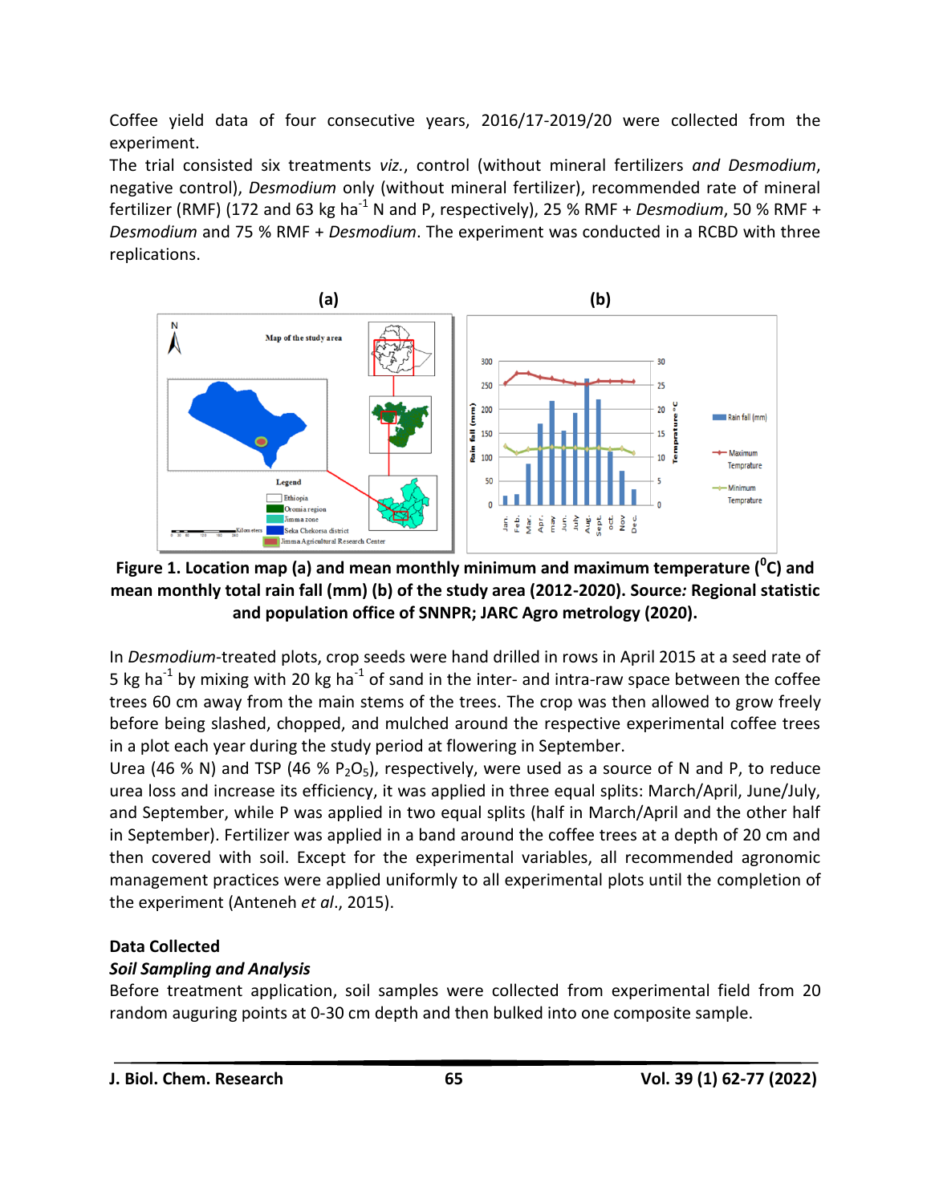Coffee yield data of four consecutive years, 2016/17-2019/20 were collected from the experiment.

The trial consisted six treatments *viz.*, control (without mineral fertilizers *and Desmodium*, negative control), *Desmodium* only (without mineral fertilizer), recommended rate of mineral fertilizer (RMF) (172 and 63 kg ha$^{-1}$ N and P, respectively), 25 % RMF + *Desmodium*, 50 % RMF + *Desmodium* and 75 % RMF + *Desmodium*. The experiment was conducted in a RCBD with three replications.

**Figure 1. Location map (a) and mean monthly minimum and maximum temperature ($^{0}$C) and mean monthly total rain fall (mm) (b) of the study area (2012-2020). Source*:* Regional statistic and population office of SNNPR; JARC Agro metrology (2020).**

In *Desmodium*-treated plots, crop seeds were hand drilled in rows in April 2015 at a seed rate of 5 kg ha$^{-1}$ by mixing with 20 kg ha$^{-1}$ of sand in the inter- and intra-raw space between the coffee trees 60 cm away from the main stems of the trees. The crop was then allowed to grow freely before being slashed, chopped, and mulched the respective experimental coffee trees in a plot each year during the study period at flowering in September.

Urea (46 % N) and TSP (46 % $P_2O_5$), respectively, were used as a source of N and P, to reduce urea loss and increase its efficiency, it was applied in three equal splits: March/April, June/July, and September, while P was applied in two equal splits (half in March/April and the other half in September). Fertilizer was applied in a band around the coffee trees at a depth of 20 cm and then covered with soil. Except for the experimental variables, all recommended agronomic management practices were applied uniformly to all experimental plots until the completion of the experiment (Anteneh *et al*., 2015).

## Data Collected

### *Soil Sampling and Analysis*

Before treatment application, soil samples were collected from experimental field from 20 random auguring points at 0-30 cm depth and then bulked into one composite sample.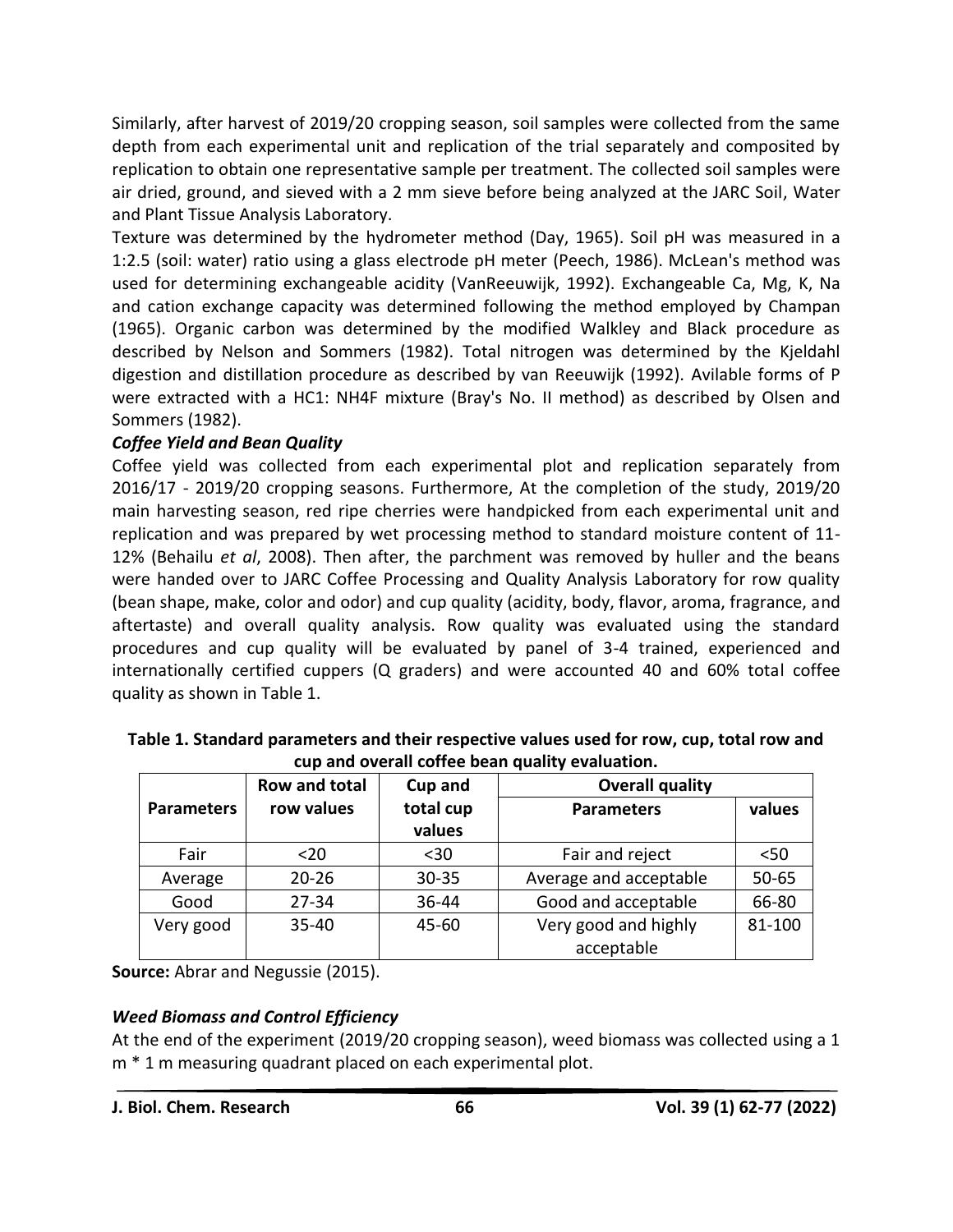Similarly, after harvest of 2019/20 cropping season, soil samples were collected from the same depth from each experimental unit and replication of the trial separately and composited by replication to obtain one representative sample per treatment. The collected soil samples were air dried, ground, and sieved with a 2 mm sieve before being analyzed at the JARC Soil, Water and Plant Tissue Analysis Laboratory.

Texture was determined by the hydrometer method (Day, 1965). Soil pH was measured in a 1:2.5 (soil: water) ratio using a glass electrode pH meter (Peech, 1986). McLean's method was used for determining exchangeable acidity (VanReeuwijk, 1992). Exchangeable Ca, Mg, K, Na and cation exchange capacity was determined following the method employed by Champan (1965). Organic carbon was determined by the modified Walkley and Black procedure as described by Nelson and Sommers (1982). Total nitrogen was determined by the Kjeldahl digestion and distillation procedure as described by van Reeuwijk (1992). Avilable forms of P were extracted with a HC1: NH4F mixture (Bray's No. II method) as described by Olsen and Sommers (1982).

### *Coffee Yield and Bean Quality*

Coffee yield was collected from each experimental plot and replication separately from 2016/17 - 2019/20 cropping seasons. Furthermore, At the completion of the study, 2019/20 main harvesting season, red ripe cherries were handpicked from each experimental unit and replication and was prepared by wet processing method to standard moisture content of 11-12% (Behailu *et al*, 2008). Then after, the parchment was removed by huller and the beans were handed over to JARC Coffee Processing and Quality Analysis Laboratory for row quality (bean shape, make, color and odor) and cup quality (acidity, body, flavor, aroma, fragrance, and aftertaste) and overall quality analysis. Row quality was evaluated using the standard procedures and cup quality will be evaluated by panel of 3-4 trained, experienced and internationally certified cuppers (Q graders) and were accounted 40 and 60% total coffee quality as shown in Table 1.

**Table 1. Standard parameters and their respective values used for row, cup, total row and cup and overall coffee bean quality evaluation.**

| Parameters | Row and total row values | Cup and total cup values | Overall quality | |
|---|---|---|---|---|
| | | | Parameters | values |
| Fair | <20 | <30 | Fair and reject | <50 |
| Average | 20-26 | 30-35 | Average and acceptable | 50-65 |
| Good | 27-34 | 36-44 | Good and acceptable | 66-80 |
| Very good | 35-40 | 45-60 | Very good and highly acceptable | 81-100 |

**Source:** Abrar and Negussie (2015).

### *Weed Biomass and Control Efficiency*

At the end of the experiment (2019/20 cropping season), weed biomass was collected using a 1 m * 1 m measuring quadrant placed on each experimental plot.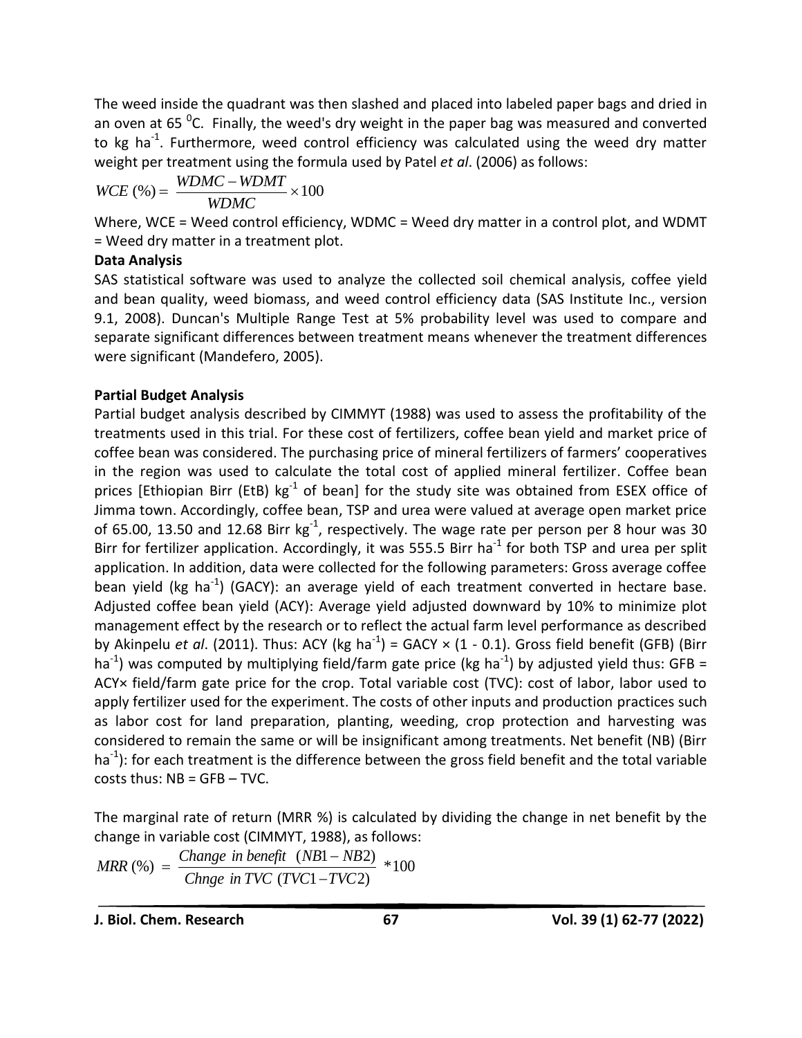The weed inside the quadrant was then slashed and placed into labeled paper bags and dried in an oven at 65 $^0$C. Finally, the weed's dry weight in the paper bag was measured and converted to kg ha$^{-1}$. Furthermore, weed control efficiency was calculated using the weed dry matter weight per treatment using the formula used by Patel *et al*. (2006) as follows:

$$WCE\ (\%) = \frac{WDMC - WDMT}{WDMC} \times 100$$

Where, WCE = Weed control efficiency, WDMC = Weed dry matter in a control plot, and WDMT = Weed dry matter in a treatment plot.

**Data Analysis**

SAS statistical software was used to analyze the collected soil chemical analysis, coffee yield and bean quality, weed biomass, and weed control efficiency data (SAS Institute Inc., version 9.1, 2008). Duncan's Multiple Range Test at 5% probability level was used to compare and separate significant differences between treatment means whenever the treatment differences were significant (Mandefero, 2005).

**Partial Budget Analysis**

Partial budget analysis described by CIMMYT (1988) was used to assess the profitability of the treatments used in this trial. For these cost of fertilizers, coffee bean yield and market price of coffee bean was considered. The purchasing price of mineral fertilizers of farmers' cooperatives in the region was used to calculate the total cost of applied mineral fertilizer. Coffee bean prices [Ethiopian Birr (EtB) kg$^{-1}$ of bean] for the study site was obtained from ESEX office of Jimma town. Accordingly, coffee bean, TSP and urea were valued at average open market price of 65.00, 13.50 and 12.68 Birr kg$^{-1}$, respectively. The wage rate per person per 8 hour was 30 Birr for fertilizer application. Accordingly, it was 555.5 Birr ha$^{-1}$ for both TSP and urea per split application. In addition, data were collected for the following parameters: Gross average coffee bean yield (kg ha$^{-1}$) (GACY): an average yield of each treatment converted in hectare base. Adjusted coffee bean yield (ACY): Average yield adjusted downward by 10% to minimize plot management effect by the research or to reflect the actual farm level performance as described by Akinpelu *et al*. (2011). Thus: ACY (kg ha$^{-1}$) = GACY × (1 - 0.1). Gross field benefit (GFB) (Birr ha$^{-1}$) was computed by multiplying field/farm gate price (kg ha$^{-1}$) by adjusted yield thus: GFB = ACY× field/farm gate price for the crop. Total variable cost (TVC): cost of labor, labor used to apply fertilizer used for the experiment. The costs of other inputs and production practices such as labor cost for land preparation, planting, weeding, crop protection and harvesting was considered to remain the same or will be insignificant among treatments. Net benefit (NB) (Birr ha$^{-1}$): for each treatment is the difference between the gross field benefit and the total variable costs thus: NB = GFB – TVC.

The marginal rate of return (MRR %) is calculated by dividing the change in net benefit by the change in variable cost (CIMMYT, 1988), as follows:

$$MRR\ (\%) = \frac{Change\ in\ benefit\ \ (NB1 - NB2)}{Chnge\ in\ TVC\ (TVC1 - TVC2)} * 100$$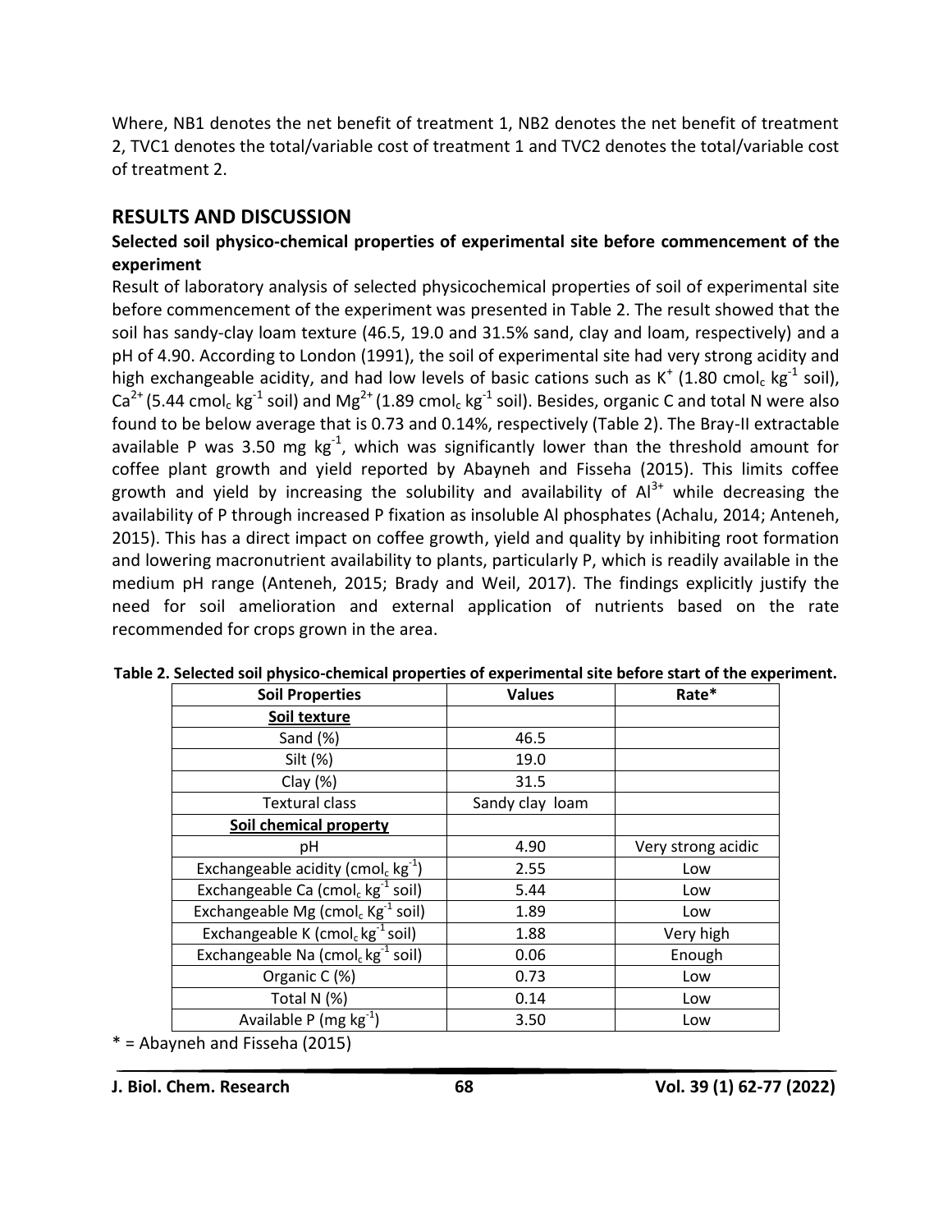Where, NB1 denotes the net benefit of treatment 1, NB2 denotes the net benefit of treatment 2, TVC1 denotes the total/variable cost of treatment 1 and TVC2 denotes the total/variable cost of treatment 2.

## RESULTS AND DISCUSSION

### Selected soil physico-chemical properties of experimental site before commencement of the experiment

Result of laboratory analysis of selected physicochemical properties of soil of experimental site before commencement of the experiment was presented in Table 2. The result showed that the soil has sandy-clay loam texture (46.5, 19.0 and 31.5% sand, clay and loam, respectively) and a pH of 4.90. According to London (1991), the soil of experimental site had very strong acidity and high exchangeable acidity, and had low levels of basic cations such as $K^{+}$ (1.80 $cmol_c$ $kg^{-1}$ soil), $Ca^{2+}$ (5.44 $cmol_c$ $kg^{-1}$ soil) and $Mg^{2+}$ (1.89 $cmol_c$ $kg^{-1}$ soil). Besides, organic C and total N were also found to be below average that is 0.73 and 0.14%, respectively (Table 2). The Bray-II extractable available P was 3.50 mg $kg^{-1}$, which was significantly lower than the threshold amount for coffee plant growth and yield reported by Abayneh and Fisseha (2015). This limits coffee growth and yield by increasing the solubility and availability of $Al^{3+}$ while decreasing the availability of P through increased P fixation as insoluble Al phosphates (Achalu, 2014; Anteneh, 2015). This has a direct impact on coffee growth, yield and quality by inhibiting root formation and lowering macronutrient availability to plants, particularly P, which is readily available in the medium pH range (Anteneh, 2015; Brady and Weil, 2017). The findings explicitly justify the need for soil amelioration and external application of nutrients based on the rate recommended for crops grown in the area.

**Table 2. Selected soil physico-chemical properties of experimental site before start of the experiment.**

| Soil Properties | Values | Rate* |
|---|---|---|
| **Soil texture** | | |
| Sand (%) | 46.5 | |
| Silt (%) | 19.0 | |
| Clay (%) | 31.5 | |
| Textural class | Sandy clay loam | |
| **Soil chemical property** | | |
| pH | 4.90 | Very strong acidic |
| Exchangeable acidity ($cmol_c$ $kg^{-1}$) | 2.55 | Low |
| Exchangeable Ca ($cmol_c$ $kg^{-1}$ soil) | 5.44 | Low |
| Exchangeable Mg ($cmol_c$ $Kg^{-1}$ soil) | 1.89 | Low |
| Exchangeable K ($cmol_c$ $kg^{-1}$ soil) | 1.88 | Very high |
| Exchangeable Na ($cmol_c$ $kg^{-1}$ soil) | 0.06 | Enough |
| Organic C (%) | 0.73 | Low |
| Total N (%) | 0.14 | Low |
| Available P (mg $kg^{-1}$) | 3.50 | Low |

* = Abayneh and Fisseha (2015)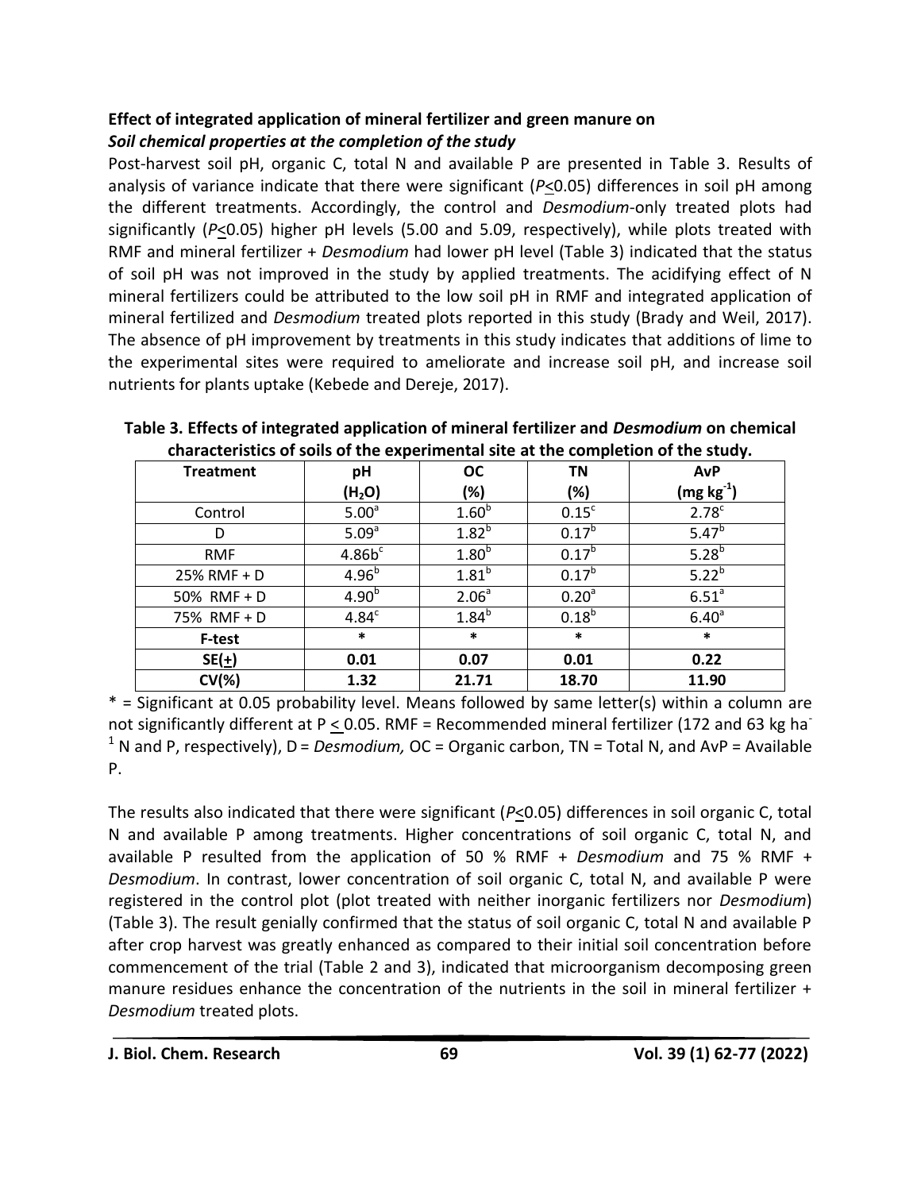### Effect of integrated application of mineral fertilizer and green manure on

#### *Soil chemical properties at the completion of the study*

Post-harvest soil pH, organic C, total N and available P are presented in Table 3. Results of analysis of variance indicate that there were significant ($P \leq 0.05$) differences in soil pH among the different treatments. Accordingly, the control and *Desmodium*-only treated plots had significantly ($P \leq 0.05$) higher pH levels (5.00 and 5.09, respectively), while plots treated with RMF and mineral fertilizer + *Desmodium* had lower pH level (Table 3) indicated that the status of soil pH was not improved in the study by applied treatments. The acidifying effect of N mineral fertilizers could be attributed to the low soil pH in RMF and integrated application of mineral fertilized and *Desmodium* treated plots reported in this study (Brady and Weil, 2017). The absence of pH improvement by treatments in this study indicates that additions of lime to the experimental sites were required to ameliorate and increase soil pH, and increase soil nutrients for plants uptake (Kebede and Dereje, 2017).

**Table 3. Effects of integrated application of mineral fertilizer and *Desmodium* on chemical characteristics of soils of the experimental site at the completion of the study.**

| Treatment | pH ($H_2O$) | OC (%) | TN (%) | AvP (mg $kg^{-1}$) |
|---|---|---|---|---|
| Control | $5.00^a$ | $1.60^b$ | $0.15^c$ | $2.78^c$ |
| D | $5.09^a$ | $1.82^b$ | $0.17^b$ | $5.47^b$ |
| RMF | $4.86b^c$ | $1.80^b$ | $0.17^b$ | $5.28^b$ |
| 25% RMF + D | $4.96^b$ | $1.81^b$ | $0.17^b$ | $5.22^b$ |
| 50% RMF + D | $4.90^b$ | $2.06^a$ | $0.20^a$ | $6.51^a$ |
| 75% RMF + D | $4.84^c$ | $1.84^b$ | $0.18^b$ | $6.40^a$ |
| **F-test** | * | * | * | * |
| **SE(±)** | **0.01** | **0.07** | **0.01** | **0.22** |
| **CV(%)** | **1.32** | **21.71** | **18.70** | **11.90** |

* = Significant at 0.05 probability level. Means followed by same letter(s) within a column are not significantly different at $P \leq 0.05$. RMF = Recommended mineral fertilizer (172 and 63 kg $ha^{-1}$ N and P, respectively), D = *Desmodium,* OC = Organic carbon, TN = Total N, and AvP = Available P.

The results also indicated that there were significant ($P \leq 0.05$) differences in soil organic C, total N and available P among treatments. Higher concentrations of soil organic C, total N, and available P resulted from the application of 50 % RMF + *Desmodium* and 75 % RMF + *Desmodium*. In contrast, lower concentration of soil organic C, total N, and available P were registered in the control plot (plot treated with neither inorganic fertilizers nor *Desmodium*) (Table 3). The result genially confirmed that the status of soil organic C, total N and available P after crop harvest was greatly enhanced as compared to their initial soil concentration before commencement of the trial (Table 2 and 3), indicated that microorganism decomposing green manure residues enhance the concentration of the nutrients in the soil in mineral fertilizer + *Desmodium* treated plots.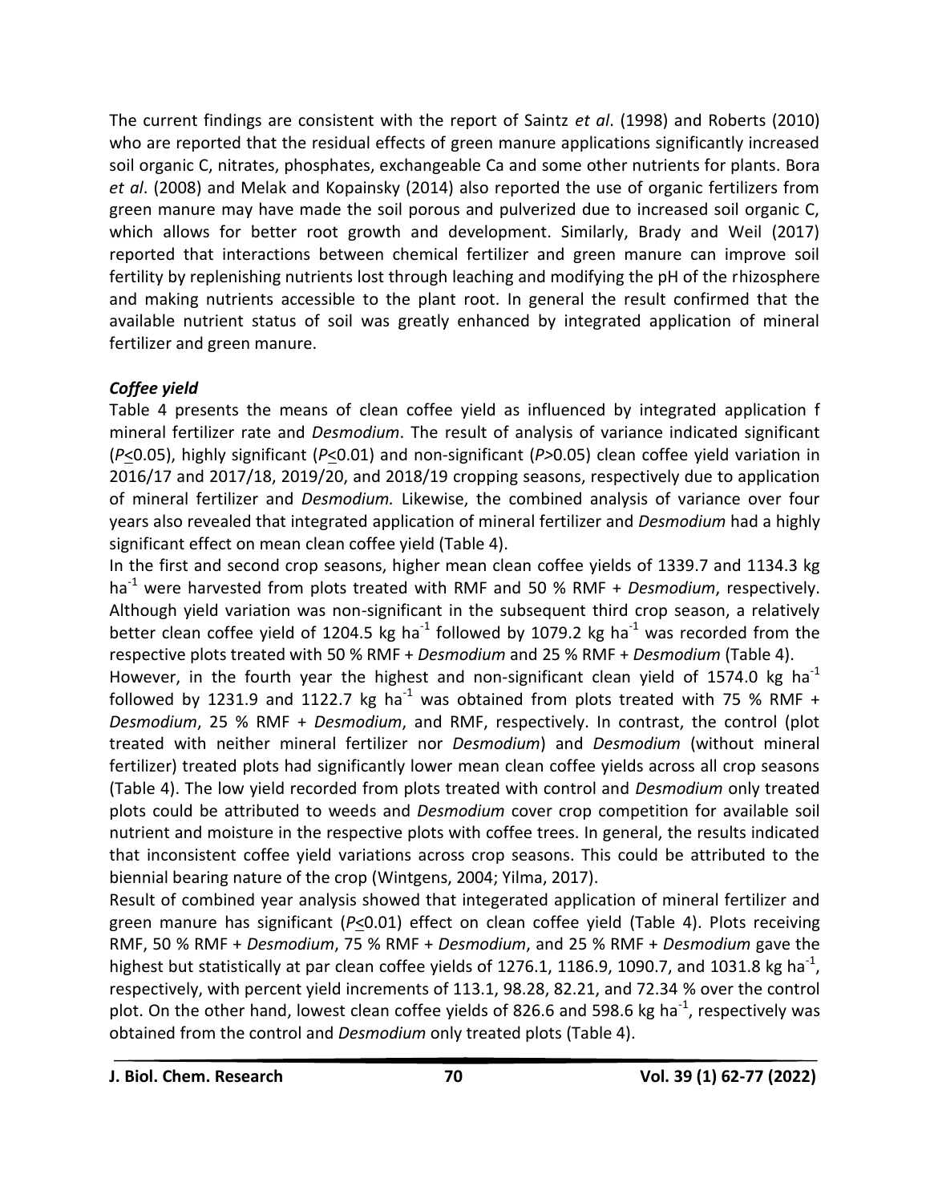The current findings are consistent with the report of Saintz *et al*. (1998) and Roberts (2010) who are reported that the residual effects of green manure applications significantly increased soil organic C, nitrates, phosphates, exchangeable Ca and some other nutrients for plants. Bora *et al*. (2008) and Melak and Kopainsky (2014) also reported the use of organic fertilizers from green manure may have made the soil porous and pulverized due to increased soil organic C, which allows for better root growth and development. Similarly, Brady and Weil (2017) reported that interactions between chemical fertilizer and green manure can improve soil fertility by replenishing nutrients lost through leaching and modifying the pH of the rhizosphere and making nutrients accessible to the plant root. In general the result confirmed that the available nutrient status of soil was greatly enhanced by integrated application of mineral fertilizer and green manure.

### *Coffee yield*

Table 4 presents the means of clean coffee yield as influenced by integrated application f mineral fertilizer rate and *Desmodium*. The result of analysis of variance indicated significant ($P \leq 0.05$), highly significant ($P \leq 0.01$) and non-significant ($P > 0.05$) clean coffee yield variation in 2016/17 and 2017/18, 2019/20, and 2018/19 cropping seasons, respectively due to application of mineral fertilizer and *Desmodium.* Likewise, the combined analysis of variance over four years also revealed that integrated application of mineral fertilizer and *Desmodium* had a highly significant effect on mean clean coffee yield (Table 4).

In the first and second crop seasons, higher mean clean coffee yields of 1339.7 and 1134.3 kg ha$^{-1}$ were harvested from plots treated with RMF and 50 % RMF + *Desmodium*, respectively. Although yield variation was non-significant in the subsequent third crop season, a relatively better clean coffee yield of 1204.5 kg ha$^{-1}$ followed by 1079.2 kg ha$^{-1}$ was recorded from the respective plots treated with 50 % RMF + *Desmodium* and 25 % RMF + *Desmodium* (Table 4).

However, in the fourth year the highest and non-significant clean yield of 1574.0 kg ha$^{-1}$ followed by 1231.9 and 1122.7 kg ha$^{-1}$ was obtained from plots treated with 75 % RMF + *Desmodium*, 25 % RMF + *Desmodium*, and RMF, respectively. In contrast, the control (plot treated with neither mineral fertilizer nor *Desmodium*) and *Desmodium* (without mineral fertilizer) treated plots had significantly lower mean clean coffee yields across all crop seasons (Table 4). The low yield recorded from plots treated with control and *Desmodium* only treated plots could be attributed to weeds and *Desmodium* cover crop competition for available soil nutrient and moisture in the respective plots with coffee trees. In general, the results indicated that inconsistent coffee yield variations across crop seasons. This could be attributed to the biennial bearing nature of the crop (Wintgens, 2004; Yilma, 2017).

Result of combined year analysis showed that integerated application of mineral fertilizer and green manure has significant ($P \leq 0.01$) effect on clean coffee yield (Table 4). Plots receiving RMF, 50 % RMF + *Desmodium*, 75 % RMF + *Desmodium*, and 25 % RMF + *Desmodium* gave the highest but statistically at par clean coffee yields of 1276.1, 1186.9, 1090.7, and 1031.8 kg ha$^{-1}$, respectively, with percent yield increments of 113.1, 98.28, 82.21, and 72.34 % over the control plot. On the other hand, lowest clean coffee yields of 826.6 and 598.6 kg ha$^{-1}$, respectively was obtained from the control and *Desmodium* only treated plots (Table 4).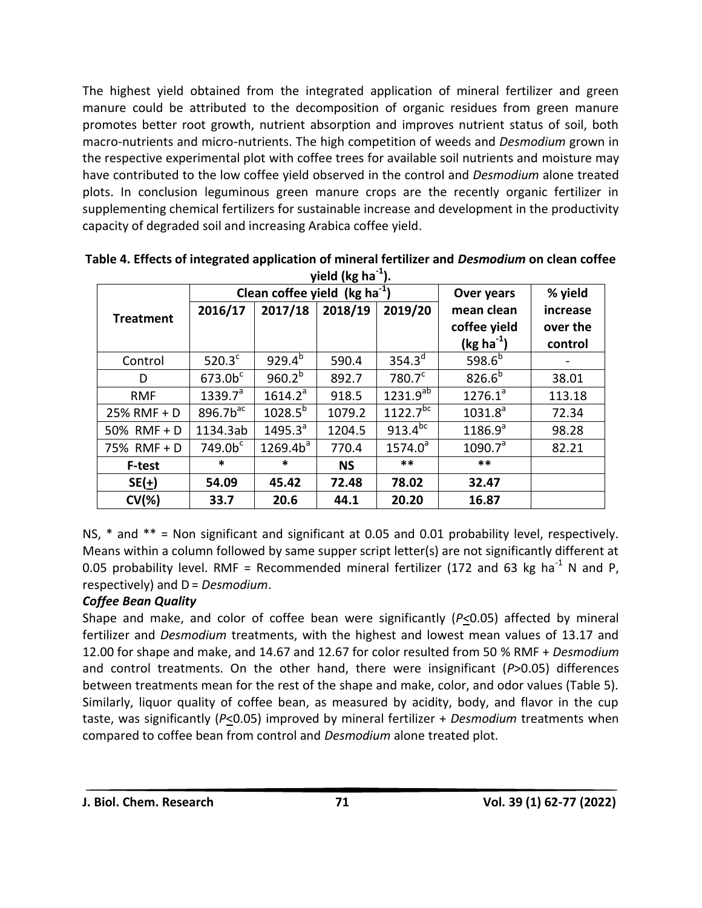The highest yield obtained from the integrated application of mineral fertilizer and green manure could be attributed to the decomposition of organic residues from green manure promotes better root growth, nutrient absorption and improves nutrient status of soil, both macro-nutrients and micro-nutrients. The high competition of weeds and *Desmodium* grown in the respective experimental plot with coffee trees for available soil nutrients and moisture may have contributed to the low coffee yield observed in the control and *Desmodium* alone treated plots. In conclusion leguminous green manure crops are the recently organic fertilizer in supplementing chemical fertilizers for sustainable increase and development in the productivity capacity of degraded soil and increasing Arabica coffee yield.

**Table 4. Effects of integrated application of mineral fertilizer and *Desmodium* on clean coffee yield (kg ha$^{-1}$).**

| Treatment | Clean coffee yield (kg ha$^{-1}$) | | | | Over years mean clean coffee yield (kg ha$^{-1}$) | % yield increase over the control |
|---|---|---|---|---|---|---|
| | 2016/17 | 2017/18 | 2018/19 | 2019/20 | | |
| Control | 520.3$^{c}$ | 929.4$^{b}$ | 590.4 | 354.3$^{d}$ | 598.6$^{b}$ | - |
| D | 673.0b$^{c}$ | 960.2$^{b}$ | 892.7 | 780.7$^{c}$ | 826.6$^{b}$ | 38.01 |
| RMF | 1339.7$^{a}$ | 1614.2$^{a}$ | 918.5 | 1231.9$^{ab}$ | 1276.1$^{a}$ | 113.18 |
| 25% RMF + D | 896.7b$^{ac}$ | 1028.5$^{b}$ | 1079.2 | 1122.7$^{bc}$ | 1031.8$^{a}$ | 72.34 |
| 50% RMF + D | 1134.3ab | 1495.3$^{a}$ | 1204.5 | 913.4$^{bc}$ | 1186.9$^{a}$ | 98.28 |
| 75% RMF + D | 749.0b$^{c}$ | 1269.4b$^{a}$ | 770.4 | 1574.0$^{a}$ | 1090.7$^{a}$ | 82.21 |
| **F-test** | * | * | **NS** | ** | ** | |
| **SE(±)** | **54.09** | **45.42** | **72.48** | **78.02** | **32.47** | |
| **CV(%)** | **33.7** | **20.6** | **44.1** | **20.20** | **16.87** | |

NS, * and ** = Non significant and significant at 0.05 and 0.01 probability level, respectively. Means within a column followed by same supper script letter(s) are not significantly different at 0.05 probability level. RMF = Recommended mineral fertilizer (172 and 63 kg ha$^{-1}$ N and P, respectively) and D = *Desmodium*.

***Coffee Bean Quality***

Shape and make, and color of coffee bean were significantly ($P \leq 0.05$) affected by mineral fertilizer and *Desmodium* treatments, with the highest and lowest mean values of 13.17 and 12.00 for shape and make, and 14.67 and 12.67 for color resulted from 50 % RMF + *Desmodium* and control treatments. On the other hand, there were insignificant ($P > 0.05$) differences between treatments mean for the rest of the shape and make, color, and odor values (Table 5). Similarly, liquor quality of coffee bean, as measured by acidity, body, and flavor in the cup taste, was significantly ($P \leq 0.05$) improved by mineral fertilizer + *Desmodium* treatments when compared to coffee bean from control and *Desmodium* alone treated plot.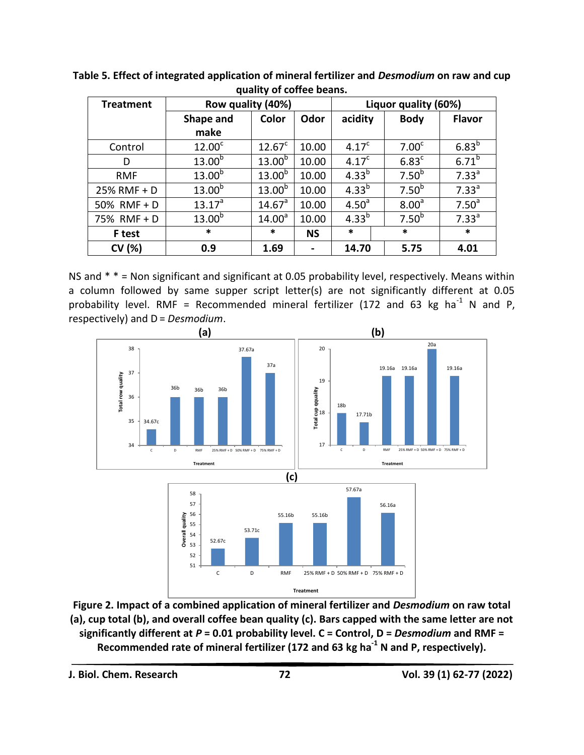**Table 5. Effect of integrated application of mineral fertilizer and *Desmodium* on raw and cup quality of coffee beans.**

| Treatment | Row quality (40%) | | | Liquor quality (60%) | | |
|---|---|---|---|---|---|---|
| | Shape and make | Color | Odor | acidity | Body | Flavor |
| Control | 12.00$^{c}$ | 12.67$^{c}$ | 10.00 | 4.17$^{c}$ | 7.00$^{c}$ | 6.83$^{b}$ |
| D | 13.00$^{b}$ | 13.00$^{b}$ | 10.00 | 4.17$^{c}$ | 6.83$^{c}$ | 6.71$^{b}$ |
| RMF | 13.00$^{b}$ | 13.00$^{b}$ | 10.00 | 4.33$^{b}$ | 7.50$^{b}$ | 7.33$^{a}$ |
| 25% RMF + D | 13.00$^{b}$ | 13.00$^{b}$ | 10.00 | 4.33$^{b}$ | 7.50$^{b}$ | 7.33$^{a}$ |
| 50% RMF + D | 13.17$^{a}$ | 14.67$^{a}$ | 10.00 | 4.50$^{a}$ | 8.00$^{a}$ | 7.50$^{a}$ |
| 75% RMF + D | 13.00$^{b}$ | 14.00$^{a}$ | 10.00 | 4.33$^{b}$ | 7.50$^{b}$ | 7.33$^{a}$ |
| **F test** | * | * | **NS** | * | * | * |
| **CV (%)** | **0.9** | **1.69** | **-** | **14.70** | **5.75** | **4.01** |

NS and * * = Non significant and significant at 0.05 probability level, respectively. Means within a column followed by same supper script letter(s) are not significantly different at 0.05 probability level. RMF = Recommended mineral fertilizer (172 and 63 kg ha$^{-1}$ N and P, respectively) and D = *Desmodium*.

**Figure 2. Impact of a combined application of mineral fertilizer and *Desmodium* on raw total (a), cup total (b), and overall coffee bean quality (c). Bars capped with the same letter are not significantly different at $P$ = 0.01 probability level. C = Control, D = *Desmodium* and RMF = Recommended rate of mineral fertilizer (172 and 63 kg ha$^{-1}$ N and P, respectively).**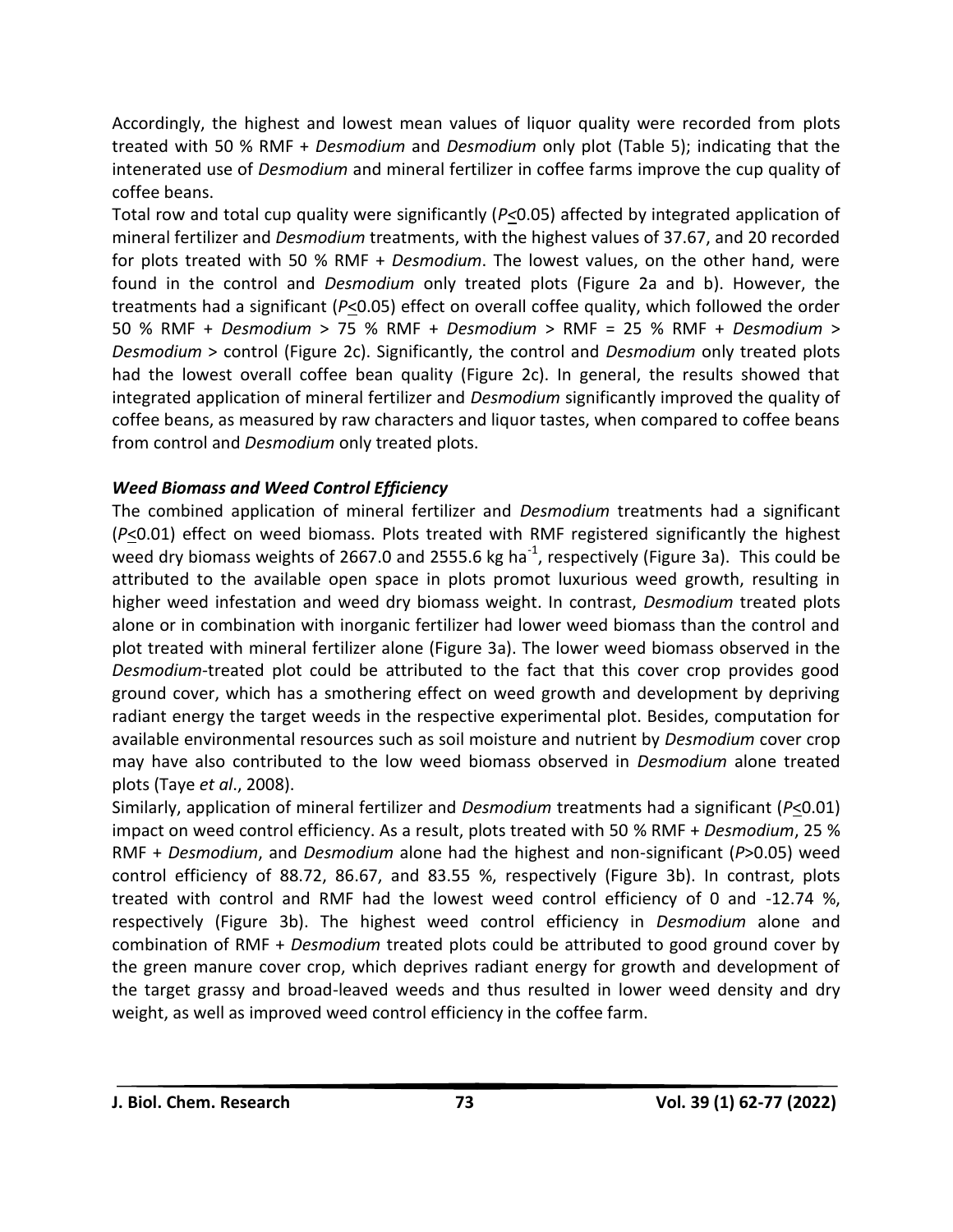Accordingly, the highest and lowest mean values of liquor quality were recorded from plots treated with 50 % RMF + *Desmodium* and *Desmodium* only plot (Table 5); indicating that the intenerated use of *Desmodium* and mineral fertilizer in coffee farms improve the cup quality of coffee beans.

Total row and total cup quality were significantly ($P \leq 0.05$) affected by integrated application of mineral fertilizer and *Desmodium* treatments, with the highest values of 37.67, and 20 recorded for plots treated with 50 % RMF + *Desmodium*. The lowest values, on the other hand, were found in the control and *Desmodium* only treated plots (Figure 2a and b). However, the treatments had a significant ($P \leq 0.05$) effect on overall coffee quality, which followed the order 50 % RMF + *Desmodium* > 75 % RMF + *Desmodium* > RMF = 25 % RMF + *Desmodium* > *Desmodium* > control (Figure 2c). Significantly, the control and *Desmodium* only treated plots had the lowest overall coffee bean quality (Figure 2c). In general, the results showed that integrated application of mineral fertilizer and *Desmodium* significantly improved the quality of coffee beans, as measured by raw characters and liquor tastes, when compared to coffee beans from control and *Desmodium* only treated plots.

### *Weed Biomass and Weed Control Efficiency*

The combined application of mineral fertilizer and *Desmodium* treatments had a significant ($P \leq 0.01$) effect on weed biomass. Plots treated with RMF registered significantly the highest weed dry biomass weights of 2667.0 and 2555.6 kg $ha^{-1}$, respectively (Figure 3a). This could be attributed to the available open space in plots promot luxurious weed growth, resulting in higher weed infestation and weed dry biomass weight. In contrast, *Desmodium* treated plots alone or in combination with inorganic fertilizer had lower weed biomass than the control and plot treated with mineral fertilizer alone (Figure 3a). The lower weed biomass observed in the *Desmodium*-treated plot could be attributed to the fact that this cover crop provides good ground cover, which has a smothering effect on weed growth and development by depriving radiant energy the target weeds in the respective experimental plot. Besides, computation for available environmental resources such as soil moisture and nutrient by *Desmodium* cover crop may have also contributed to the low weed biomass observed in *Desmodium* alone treated plots (Taye *et al*., 2008).

Similarly, application of mineral fertilizer and *Desmodium* treatments had a significant ($P \leq 0.01$) impact on weed control efficiency. As a result, plots treated with 50 % RMF + *Desmodium*, 25 % RMF + *Desmodium*, and *Desmodium* alone had the highest and non-significant ($P > 0.05$) weed control efficiency of 88.72, 86.67, and 83.55 %, respectively (Figure 3b). In contrast, plots treated with control and RMF had the lowest weed control efficiency of 0 and -12.74 %, respectively (Figure 3b). The highest weed control efficiency in *Desmodium* alone and combination of RMF + *Desmodium* treated plots could be attributed to good ground cover by the green manure cover crop, which deprives radiant energy for growth and development of the target grassy and broad-leaved weeds and thus resulted in lower weed density and dry weight, as well as improved weed control efficiency in the coffee farm.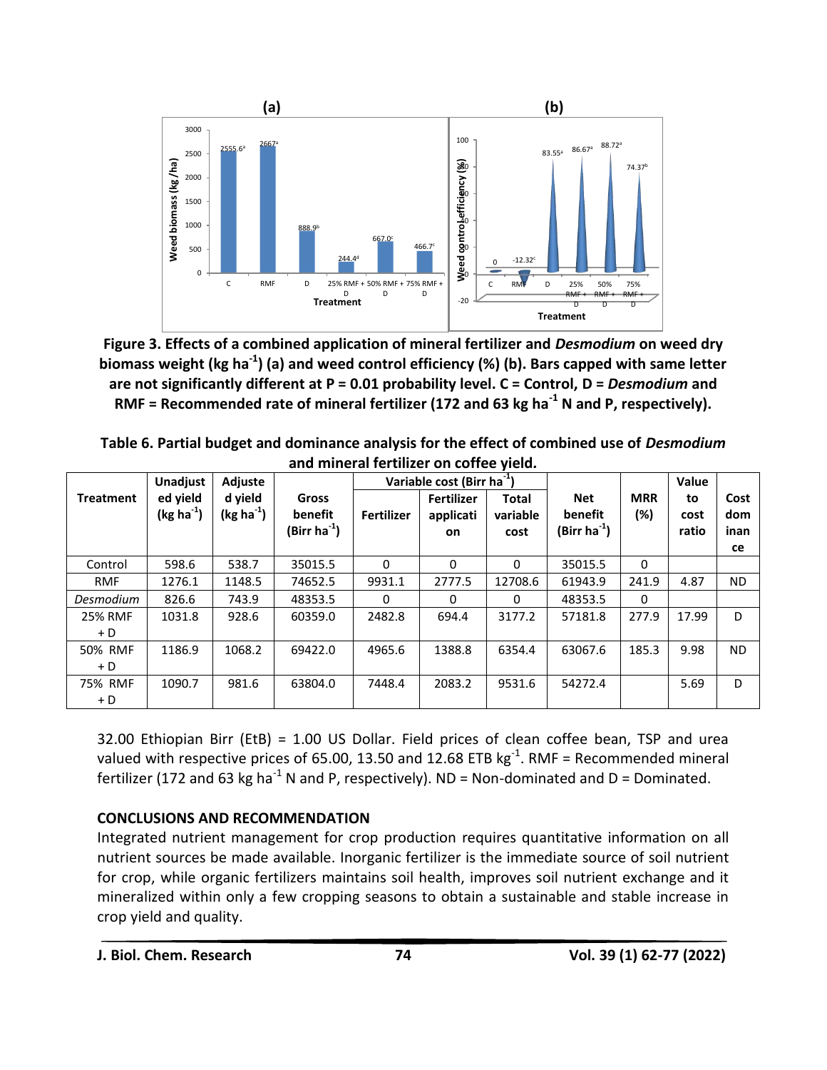**Figure 3. Effects of a combined application of mineral fertilizer and *Desmodium* on weed dry biomass weight (kg ha$^{-1}$) (a) and weed control efficiency (%) (b). Bars capped with same letter are not significantly different at P = 0.01 probability level. C = Control, D = *Desmodium* and RMF = Recommended rate of mineral fertilizer (172 and 63 kg ha$^{-1}$ N and P, respectively).**

**Table 6. Partial budget and dominance analysis for the effect of combined use of *Desmodium* and mineral fertilizer on coffee yield.**

| Treatment | Unadjusted yield (kg ha$^{-1}$) | Adjusted yield (kg ha$^{-1}$) | Gross benefit (Birr ha$^{-1}$) | Variable cost (Birr ha$^{-1}$) | | | Net benefit (Birr ha$^{-1}$) | MRR (%) | Value to cost ratio | Cost dominance |
|---|---|---|---|---|---|---|---|---|---|---|
| | | | | Fertilizer | Fertilizer application | Total variable cost | | | | |
| Control | 598.6 | 538.7 | 35015.5 | 0 | 0 | 0 | 35015.5 | 0 | | |
| RMF | 1276.1 | 1148.5 | 74652.5 | 9931.1 | 2777.5 | 12708.6 | 61943.9 | 241.9 | 4.87 | ND |
| *Desmodium* | 826.6 | 743.9 | 48353.5 | 0 | 0 | 0 | 48353.5 | 0 | | |
| 25% RMF + D | 1031.8 | 928.6 | 60359.0 | 2482.8 | 694.4 | 3177.2 | 57181.8 | 277.9 | 17.99 | D |
| 50% RMF + D | 1186.9 | 1068.2 | 69422.0 | 4965.6 | 1388.8 | 6354.4 | 63067.6 | 185.3 | 9.98 | ND |
| 75% RMF + D | 1090.7 | 981.6 | 63804.0 | 7448.4 | 2083.2 | 9531.6 | 54272.4 | | 5.69 | D |

32.00 Ethiopian Birr (EtB) = 1.00 US Dollar. Field prices of clean coffee bean, TSP and urea valued with respective prices of 65.00, 13.50 and 12.68 ETB kg$^{-1}$. RMF = Recommended mineral fertilizer (172 and 63 kg ha$^{-1}$ N and P, respectively). ND = Non-dominated and D = Dominated.

## CONCLUSIONS AND RECOMMENDATION

Integrated nutrient management for crop production requires quantitative information on all nutrient sources be made available. Inorganic fertilizer is the immediate source of soil nutrient for crop, while organic fertilizers maintains soil health, improves soil nutrient exchange and it mineralized within only a few cropping seasons to obtain a sustainable and stable increase in crop yield and quality.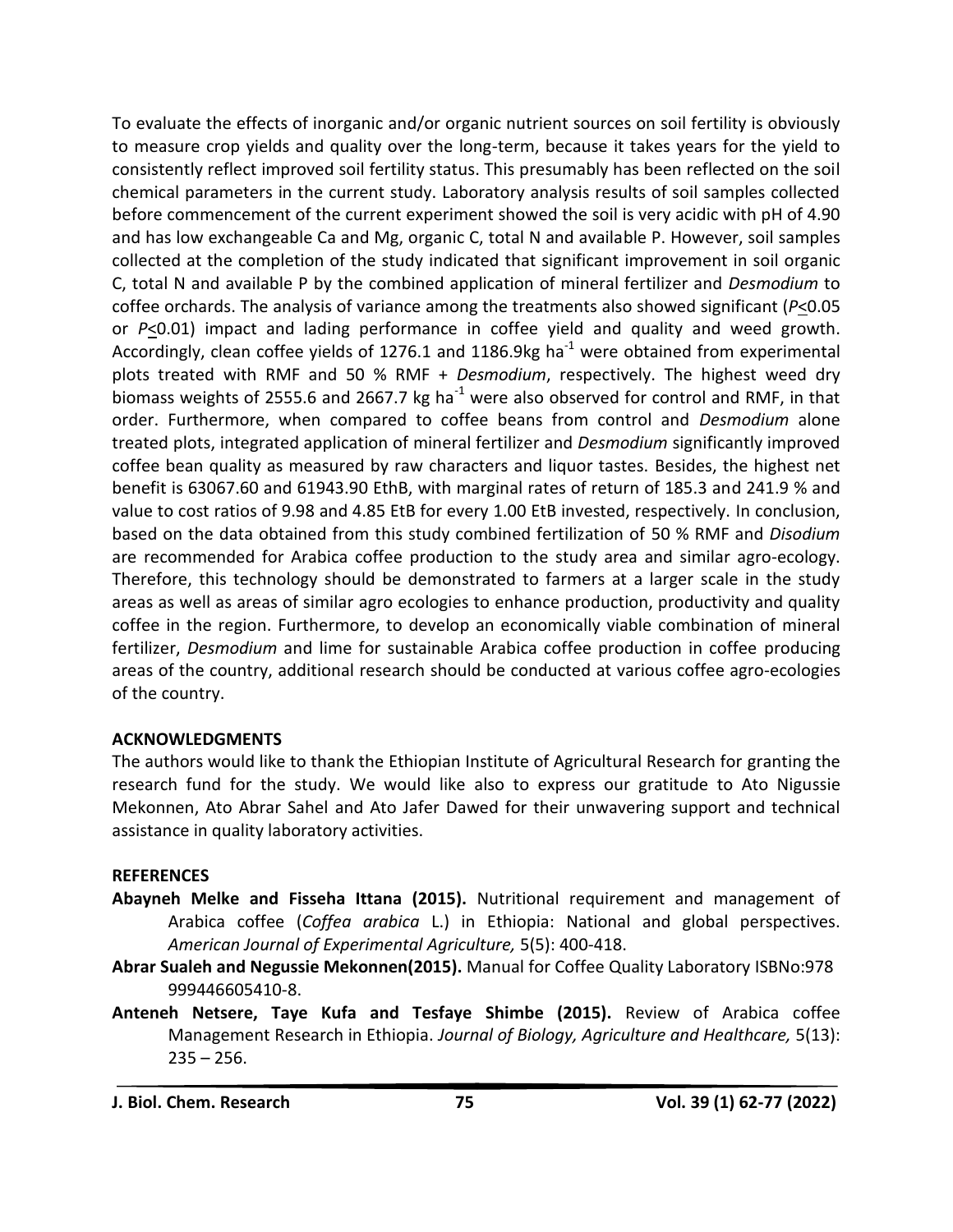To evaluate the effects of inorganic and/or organic nutrient sources on soil fertility is obviously to measure crop yields and quality over the long-term, because it takes years for the yield to consistently reflect improved soil fertility status. This presumably has been reflected on the soil chemical parameters in the current study. Laboratory analysis results of soil samples collected before commencement of the current experiment showed the soil is very acidic with pH of 4.90 and has low exchangeable Ca and Mg, organic C, total N and available P. However, soil samples collected at the completion of the study indicated that significant improvement in soil organic C, total N and available P by the combined application of mineral fertilizer and *Desmodium* to coffee orchards. The analysis of variance among the treatments also showed significant ($P \leq 0.05$ or $P \leq 0.01$) impact and lading performance in coffee yield and quality and weed growth. Accordingly, clean coffee yields of 1276.1 and 1186.9kg $ha^{-1}$ were obtained from experimental plots treated with RMF and 50 % RMF + *Desmodium*, respectively. The highest weed dry biomass weights of 2555.6 and 2667.7 kg $ha^{-1}$ were also observed for control and RMF, in that order. Furthermore, when compared to coffee beans from control and *Desmodium* alone treated plots, integrated application of mineral fertilizer and *Desmodium* significantly improved coffee bean quality as measured by raw characters and liquor tastes. Besides, the highest net benefit is 63067.60 and 61943.90 EthB, with marginal rates of return of 185.3 and 241.9 % and value to cost ratios of 9.98 and 4.85 EtB for every 1.00 EtB invested, respectively. In conclusion, based on the data obtained from this study combined fertilization of 50 % RMF and *Disodium* are recommended for Arabica coffee production to the study area and similar agro-ecology. Therefore, this technology should be demonstrated to farmers at a larger scale in the study areas as well as areas of similar agro ecologies to enhance production, productivity and quality coffee in the region. Furthermore, to develop an economically viable combination of mineral fertilizer, *Desmodium* and lime for sustainable Arabica coffee production in coffee producing areas of the country, additional research should be conducted at various coffee agro-ecologies of the country.

## ACKNOWLEDGMENTS

The authors would like to thank the Ethiopian Institute of Agricultural Research for granting the research fund for the study. We would like also to express our gratitude to Ato Nigussie Mekonnen, Ato Abrar Sahel and Ato Jafer Dawed for their unwavering support and technical assistance in quality laboratory activities.

## REFERENCES

**Abayneh Melke and Fisseha Ittana (2015).** Nutritional requirement and management of Arabica coffee (*Coffea arabica* L.) in Ethiopia: National and global perspectives. *American Journal of Experimental Agriculture,* 5(5): 400-418.

**Abrar Sualeh and Negussie Mekonnen(2015).** Manual for Coffee Quality Laboratory ISBNo:978 999446605410-8.

**Anteneh Netsere, Taye Kufa and Tesfaye Shimbe (2015).** Review of Arabica coffee Management Research in Ethiopia. *Journal of Biology, Agriculture and Healthcare,* 5(13): 235 – 256.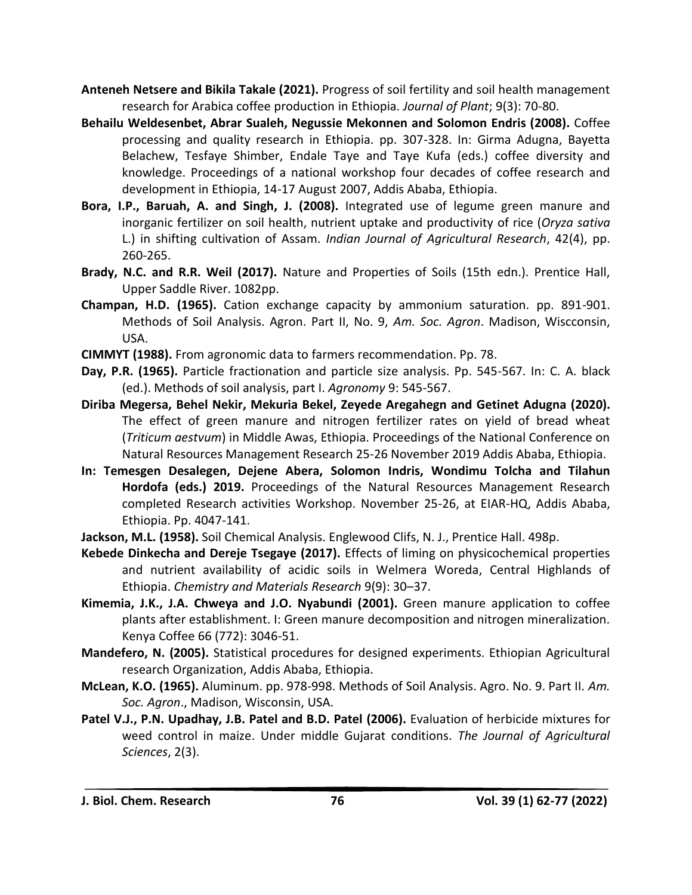**Anteneh Netsere and Bikila Takale (2021).** Progress of soil fertility and soil health management research for Arabica coffee production in Ethiopia. *Journal of Plant*; 9(3): 70-80.

**Behailu Weldesenbet, Abrar Sualeh, Negussie Mekonnen and Solomon Endris (2008).** Coffee processing and quality research in Ethiopia. pp. 307-328. In: Girma Adugna, Bayetta Belachew, Tesfaye Shimber, Endale Taye and Taye Kufa (eds.) coffee diversity and knowledge. Proceedings of a national workshop four decades of coffee research and development in Ethiopia, 14-17 August 2007, Addis Ababa, Ethiopia.

**Bora, I.P., Baruah, A. and Singh, J. (2008).** Integrated use of legume green manure and inorganic fertilizer on soil health, nutrient uptake and productivity of rice (*Oryza sativa* L.) in shifting cultivation of Assam. *Indian Journal of Agricultural Research*, 42(4), pp. 260-265.

**Brady, N.C. and R.R. Weil (2017).** Nature and Properties of Soils (15th edn.). Prentice Hall, Upper Saddle River. 1082pp.

**Champan, H.D. (1965).** Cation exchange capacity by ammonium saturation. pp. 891-901. Methods of Soil Analysis. Agron. Part II, No. 9, *Am. Soc. Agron*. Madison, Wiscconsin, USA.

**CIMMYT (1988).** From agronomic data to farmers recommendation. Pp. 78.

**Day, P.R. (1965).** Particle fractionation and particle size analysis. Pp. 545-567. In: C. A. black (ed.). Methods of soil analysis, part I. *Agronomy* 9: 545-567.

**Diriba Megersa, Behel Nekir, Mekuria Bekel, Zeyede Aregahegn and Getinet Adugna (2020).** The effect of green manure and nitrogen fertilizer rates on yield of bread wheat (*Triticum aestvum*) in Middle Awas, Ethiopia. Proceedings of the National Conference on Natural Resources Management Research 25-26 November 2019 Addis Ababa, Ethiopia.

**In: Temesgen Desalegen, Dejene Abera, Solomon Indris, Wondimu Tolcha and Tilahun Hordofa (eds.) 2019.** Proceedings of the Natural Resources Management Research completed Research activities Workshop. November 25-26, at EIAR-HQ, Addis Ababa, Ethiopia. Pp. 4047-141.

**Jackson, M.L. (1958).** Soil Chemical Analysis. Englewood Clifs, N. J., Prentice Hall. 498p.

**Kebede Dinkecha and Dereje Tsegaye (2017).** Effects of liming on physicochemical properties and nutrient availability of acidic soils in Welmera Woreda, Central Highlands of Ethiopia. *Chemistry and Materials Research* 9(9): 30–37.

**Kimemia, J.K., J.A. Chweya and J.O. Nyabundi (2001).** Green manure application to coffee plants after establishment. I: Green manure decomposition and nitrogen mineralization. Kenya Coffee 66 (772): 3046-51.

**Mandefero, N. (2005).** Statistical procedures for designed experiments. Ethiopian Agricultural research Organization, Addis Ababa, Ethiopia.

**McLean, K.O. (1965).** Aluminum. pp. 978-998. Methods of Soil Analysis. Agro. No. 9. Part II. *Am. Soc. Agron*., Madison, Wisconsin, USA.

**Patel V.J., P.N. Upadhay, J.B. Patel and B.D. Patel (2006).** Evaluation of herbicide mixtures for weed control in maize. Under middle Gujarat conditions. *The Journal of Agricultural Sciences*, 2(3).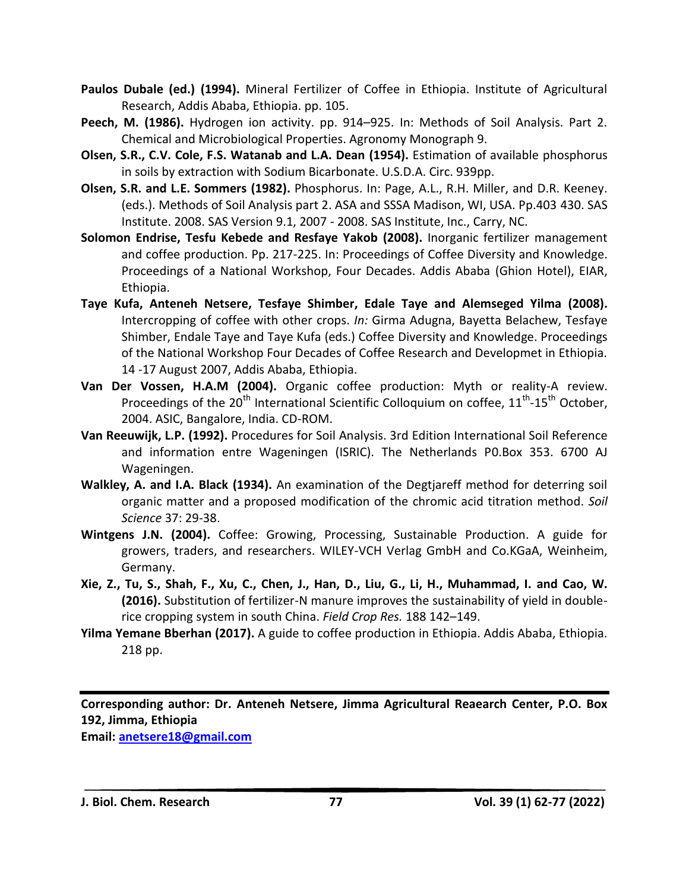**Paulos Dubale (ed.) (1994).** Mineral Fertilizer of Coffee in Ethiopia. Institute of Agricultural Research, Addis Ababa, Ethiopia. pp. 105.

**Peech, M. (1986).** Hydrogen ion activity. pp. 914–925. In: Methods of Soil Analysis. Part 2. Chemical and Microbiological Properties. Agronomy Monograph 9.

**Olsen, S.R., C.V. Cole, F.S. Watanab and L.A. Dean (1954).** Estimation of available phosphorus in soils by extraction with Sodium Bicarbonate. U.S.D.A. Circ. 939pp.

**Olsen, S.R. and L.E. Sommers (1982).** Phosphorus. In: Page, A.L., R.H. Miller, and D.R. Keeney. (eds.). Methods of Soil Analysis part 2. ASA and SSSA Madison, WI, USA. Pp.403 430. SAS Institute. 2008. SAS Version 9.1, 2007 - 2008. SAS Institute, Inc., Carry, NC.

**Solomon Endrise, Tesfu Kebede and Resfaye Yakob (2008).** Inorganic fertilizer management and coffee production. Pp. 217-225. In: Proceedings of Coffee Diversity and Knowledge. Proceedings of a National Workshop, Four Decades. Addis Ababa (Ghion Hotel), EIAR, Ethiopia.

**Taye Kufa, Anteneh Netsere, Tesfaye Shimber, Edale Taye and Alemseged Yilma (2008).** Intercropping of coffee with other crops. *In:* Girma Adugna, Bayetta Belachew, Tesfaye Shimber, Endale Taye and Taye Kufa (eds.) Coffee Diversity and Knowledge. Proceedings of the National Workshop Four Decades of Coffee Research and Developmet in Ethiopia. 14 -17 August 2007, Addis Ababa, Ethiopia.

**Van Der Vossen, H.A.M (2004).** Organic coffee production: Myth or reality-A review. Proceedings of the 20th International Scientific Colloquium on coffee, 11th-15th October, 2004. ASIC, Bangalore, India. CD-ROM.

**Van Reeuwijk, L.P. (1992).** Procedures for Soil Analysis. 3rd Edition International Soil Reference and information entre Wageningen (ISRIC). The Netherlands P0.Box 353. 6700 AJ Wageningen.

**Walkley, A. and I.A. Black (1934).** An examination of the Degtjareff method for deterring soil organic matter and a proposed modification of the chromic acid titration method. *Soil Science* 37: 29-38.

**Wintgens J.N. (2004).** Coffee: Growing, Processing, Sustainable Production. A guide for growers, traders, and researchers. WILEY-VCH Verlag GmbH and Co.KGaA, Weinheim, Germany.

**Xie, Z., Tu, S., Shah, F., Xu, C., Chen, J., Han, D., Liu, G., Li, H., Muhammad, I. and Cao, W. (2016).** Substitution of fertilizer-N manure improves the sustainability of yield in double-rice cropping system in south China. *Field Crop Res.* 188 142–149.

**Yilma Yemane Bberhan (2017).** A guide to coffee production in Ethiopia. Addis Ababa, Ethiopia. 218 pp.

---

**Corresponding author: Dr. Anteneh Netsere, Jimma Agricultural Reaearch Center, P.O. Box 192, Jimma, Ethiopia**

**Email: anetsere18@gmail.com**